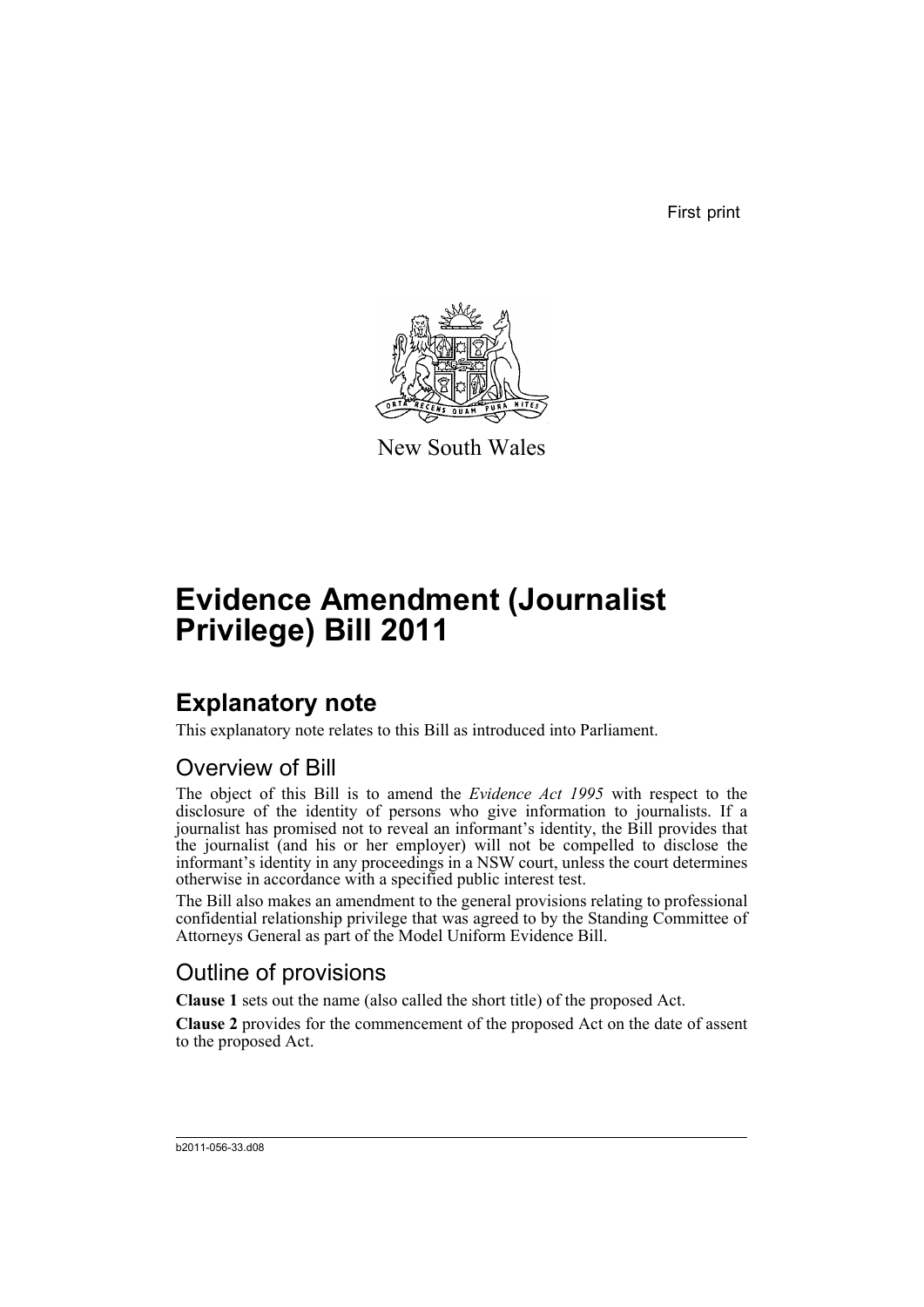First print

New South Wales

# Evidence Amendment (Journalist Privilege) Bill 2011

## Explanatory note

This explanatory note relates to this Bill as introduced into Parliament.

### Overview of Bill

The object of this Bill is to amend the *Evidence Act 1995* with respect to the disclosure of the identity of persons who give information to journalists. If a journalist has promised not to reveal an informant's identity, the Bill provides that the journalist (and his or her employer) will not be compelled to disclose the informant's identity in any proceedings in a NSW court, unless the court determines otherwise in accordance with a specified public interest test.

The Bill also makes an amendment to the general provisions relating to professional confidential relationship privilege that was agreed to by the Standing Committee of Attorneys General as part of the Model Uniform Evidence Bill.

### Outline of provisions

**Clause 1** sets out the name (also called the short title) of the proposed Act.

**Clause 2** provides for the commencement of the proposed Act on the date of assent to the proposed Act.

b2011-056-33.d08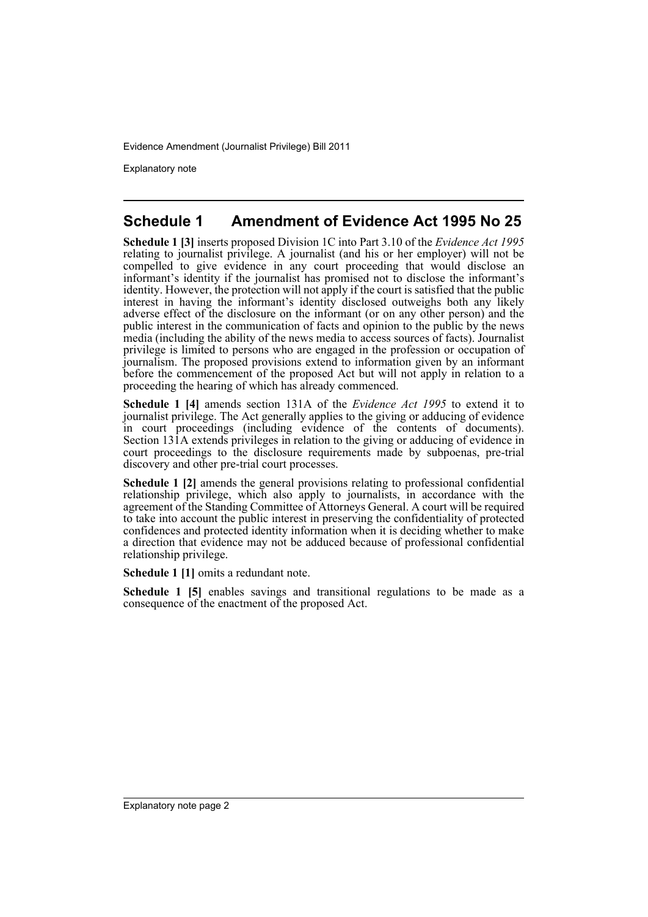## Schedule 1 Amendment of Evidence Act 1995 No 25

**Schedule 1 [3]** inserts proposed Division 1C into Part 3.10 of the *Evidence Act 1995* relating to journalist privilege. A journalist (and his or her employer) will not be compelled to give evidence in any court proceeding that would disclose an informant's identity if the journalist has promised not to disclose the informant's identity. However, the protection will not apply if the court is satisfied that the public interest in having the informant's identity disclosed outweighs both any likely adverse effect of the disclosure on the informant (or on any other person) and the public interest in the communication of facts and opinion to the public by the news media (including the ability of the news media to access sources of facts). Journalist privilege is limited to persons who are engaged in the profession or occupation of journalism. The proposed provisions extend to information given by an informant before the commencement of the proposed Act but will not apply in relation to a proceeding the hearing of which has already commenced.

**Schedule 1 [4]** amends section 131A of the *Evidence Act 1995* to extend it to journalist privilege. The Act generally applies to the giving or adducing of evidence in court proceedings (including evidence of the contents of documents). Section 131A extends privileges in relation to the giving or adducing of evidence in court proceedings to the disclosure requirements made by subpoenas, pre-trial discovery and other pre-trial court processes.

**Schedule 1 [2]** amends the general provisions relating to professional confidential relationship privilege, which also apply to journalists, in accordance with the agreement of the Standing Committee of Attorneys General. A court will be required to take into account the public interest in preserving the confidentiality of protected confidences and protected identity information when it is deciding whether to make a direction that evidence may not be adduced because of professional confidential relationship privilege.

**Schedule 1 [1]** omits a redundant note.

**Schedule 1 [5]** enables savings and transitional regulations to be made as a consequence of the enactment of the proposed Act.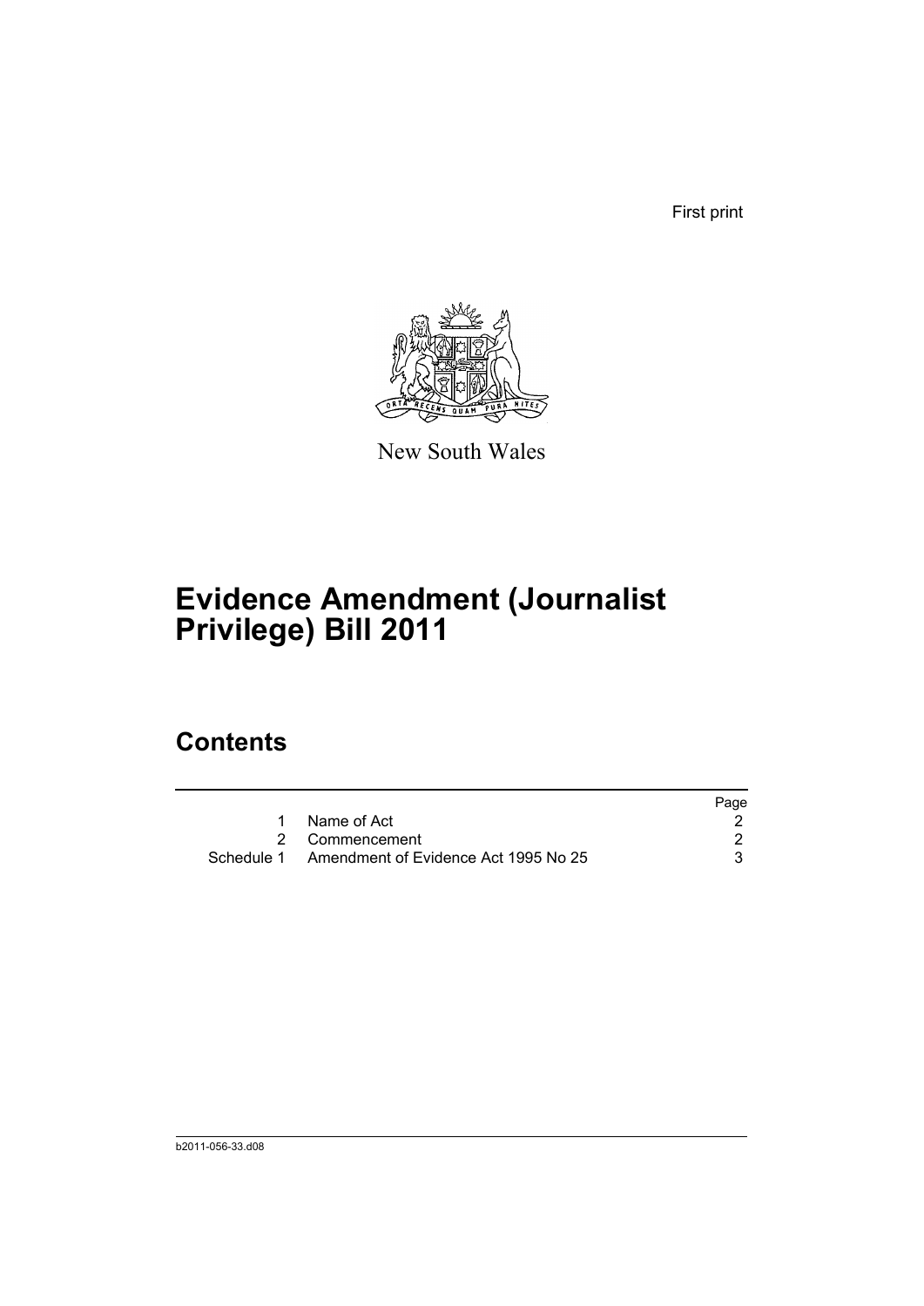First print

New South Wales

# Evidence Amendment (Journalist Privilege) Bill 2011

## Contents

| | | Page |
|---|---|---|
| 1 | Name of Act | 2 |
| 2 | Commencement | 2 |
| Schedule 1 | Amendment of Evidence Act 1995 No 25 | 3 |

b2011-056-33.d08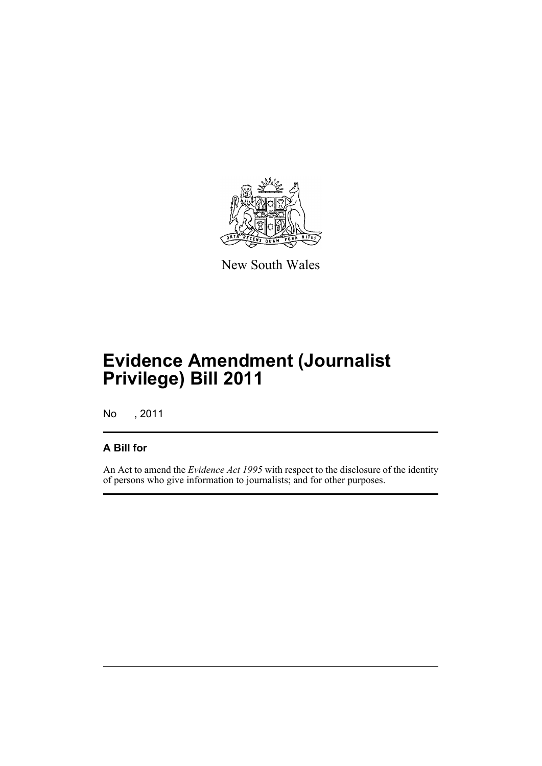New South Wales

# Evidence Amendment (Journalist Privilege) Bill 2011

No , 2011

## A Bill for

An Act to amend the *Evidence Act 1995* with respect to the disclosure of the identity of persons who give information to journalists; and for other purposes.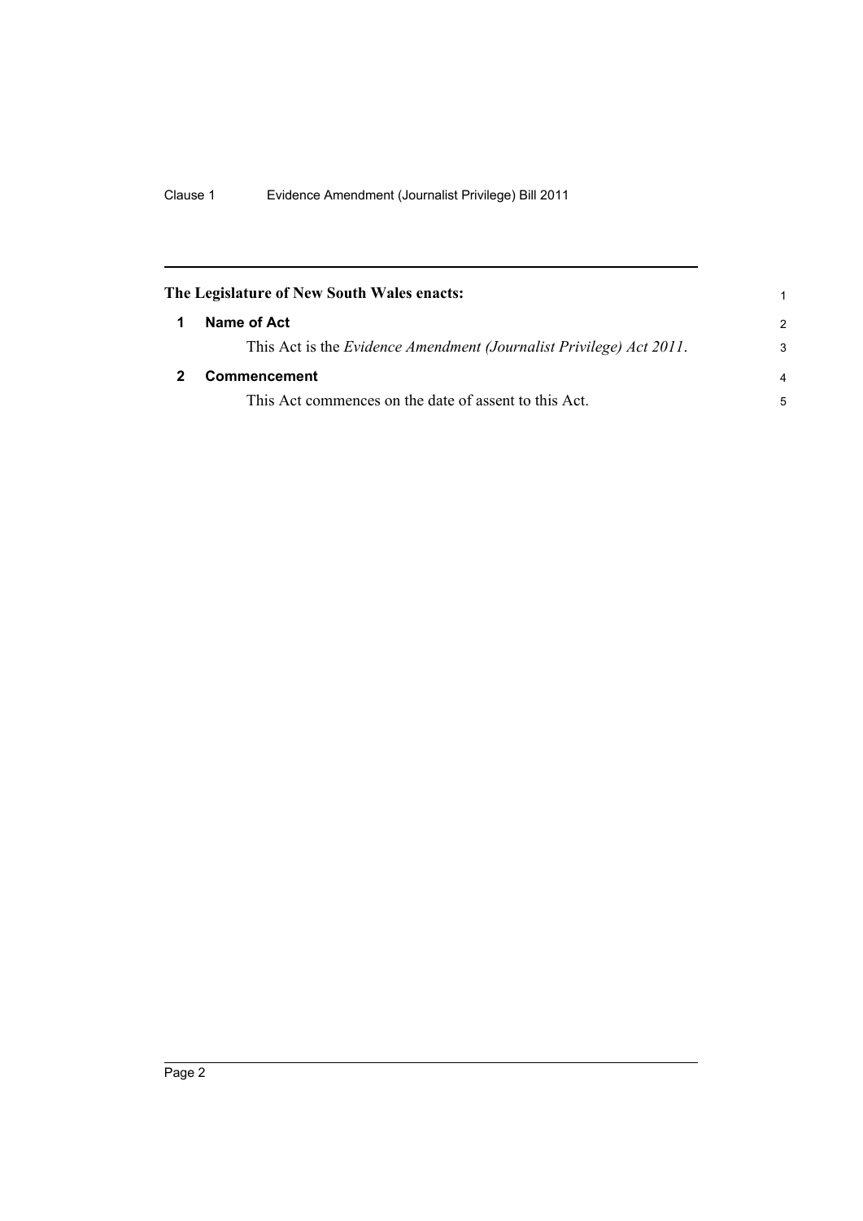**The Legislature of New South Wales enacts:**

## 1 Name of Act

This Act is the *Evidence Amendment (Journalist Privilege) Act 2011*.

## 2 Commencement

This Act commences on the date of assent to this Act.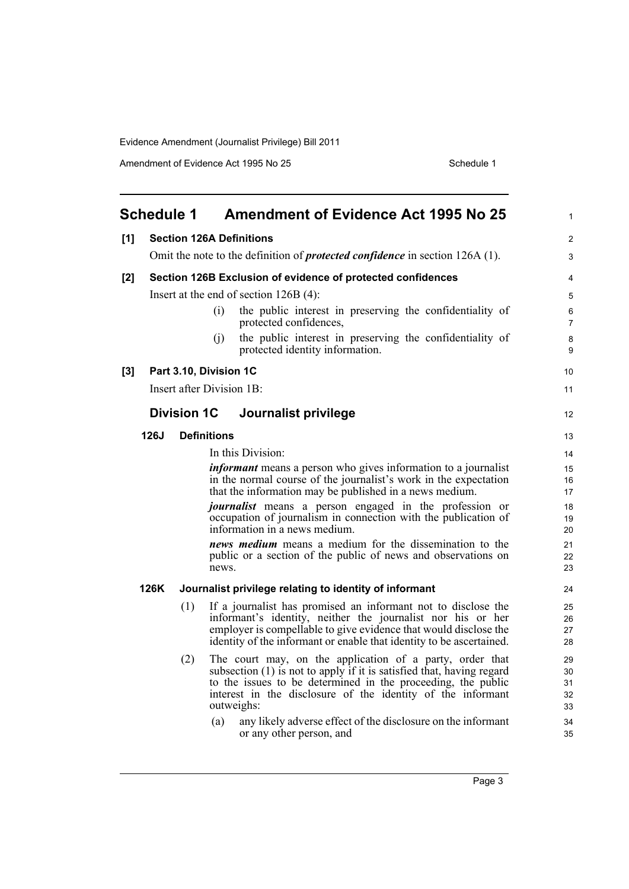# Schedule 1 Amendment of Evidence Act 1995 No 25

**[1] Section 126A Definitions**

Omit the note to the definition of ***protected confidence*** in section 126A (1).

**[2] Section 126B Exclusion of evidence of protected confidences**

Insert at the end of section 126B (4):

(i) the public interest in preserving the confidentiality of protected confidences,

(j) the public interest in preserving the confidentiality of protected identity information.

**[3] Part 3.10, Division 1C**

Insert after Division 1B:

## Division 1C Journalist privilege

### 126J Definitions

In this Division:

***informant*** means a person who gives information to a journalist in the normal course of the journalist's work in the expectation that the information may be published in a news medium.

***journalist*** means a person engaged in the profession or occupation of journalism in connection with the publication of information in a news medium.

***news medium*** means a medium for the dissemination to the public or a section of the public of news and observations on news.

### 126K Journalist privilege relating to identity of informant

(1) If a journalist has promised an informant not to disclose the informant's identity, neither the journalist nor his or her employer is compellable to give evidence that would disclose the identity of the informant or enable that identity to be ascertained.

(2) The court may, on the application of a party, order that subsection (1) is not to apply if it is satisfied that, having regard to the issues to be determined in the proceeding, the public interest in the disclosure of the identity of the informant outweighs:

(a) any likely adverse effect of the disclosure on the informant or any other person, and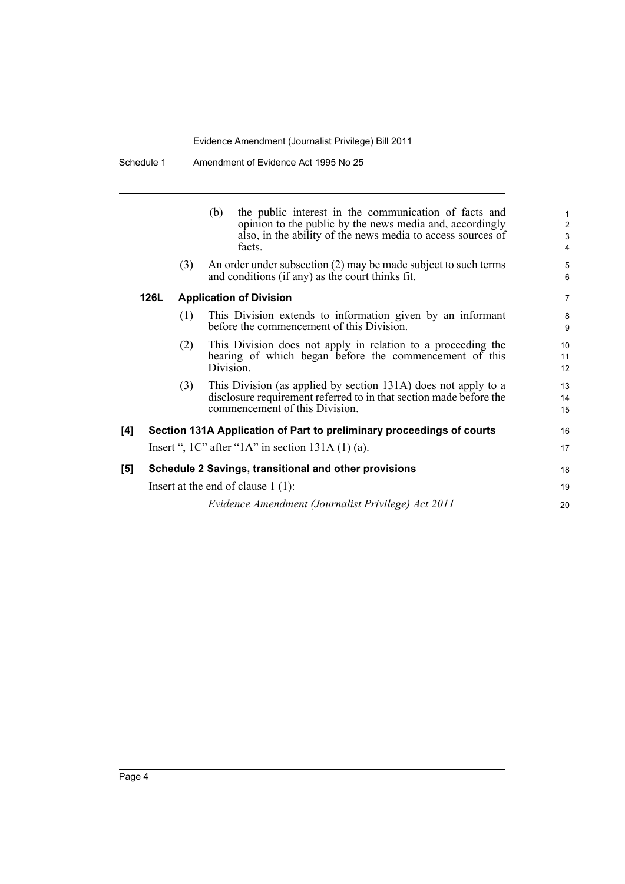(b) the public interest in the communication of facts and opinion to the public by the news media and, accordingly also, in the ability of the news media to access sources of facts.

(3) An order under subsection (2) may be made subject to such terms and conditions (if any) as the court thinks fit.

**126L Application of Division**

(1) This Division extends to information given by an informant before the commencement of this Division.

(2) This Division does not apply in relation to a proceeding the hearing of which began before the commencement of this Division.

(3) This Division (as applied by section 131A) does not apply to a disclosure requirement referred to in that section made before the commencement of this Division.

**[4] Section 131A Application of Part to preliminary proceedings of courts**

Insert ", 1C" after "1A" in section 131A (1) (a).

**[5] Schedule 2 Savings, transitional and other provisions**

Insert at the end of clause 1 (1):

*Evidence Amendment (Journalist Privilege) Act 2011*